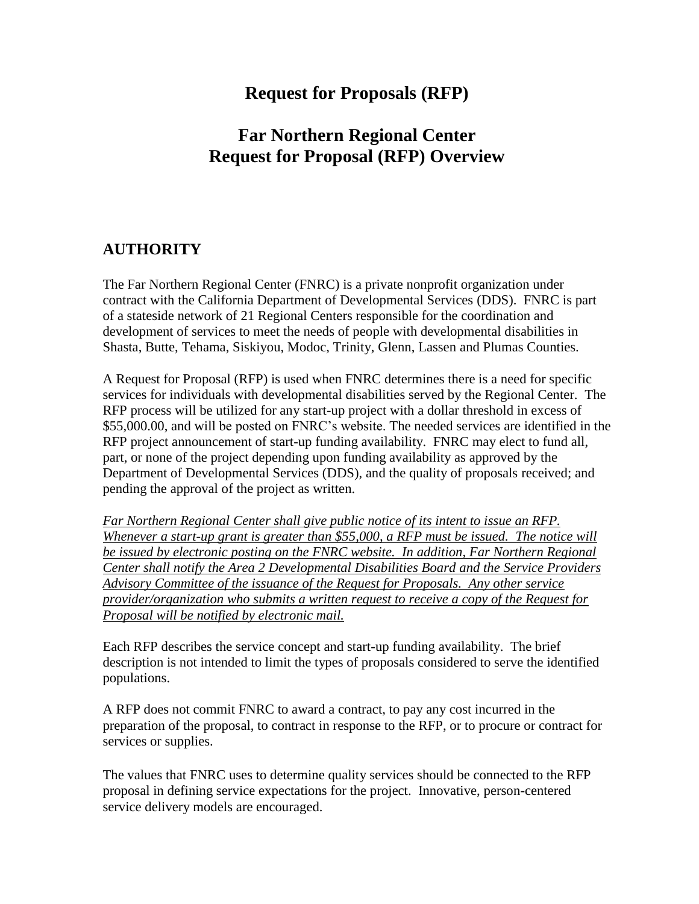# Request for Proposals (RFP)

# Far Northern Regional Center
# Request for Proposal (RFP) Overview

## AUTHORITY

The Far Northern Regional Center (FNRC) is a private nonprofit organization under contract with the California Department of Developmental Services (DDS). FNRC is part of a stateside network of 21 Regional Centers responsible for the coordination and development of services to meet the needs of people with developmental disabilities in Shasta, Butte, Tehama, Siskiyou, Modoc, Trinity, Glenn, Lassen and Plumas Counties.

A Request for Proposal (RFP) is used when FNRC determines there is a need for specific services for individuals with developmental disabilities served by the Regional Center. The RFP process will be utilized for any start-up project with a dollar threshold in excess of $55,000.00, and will be posted on FNRC's website. The needed services are identified in the RFP project announcement of start-up funding availability. FNRC may elect to fund all, part, or none of the project depending upon funding availability as approved by the Department of Developmental Services (DDS), and the quality of proposals received; and pending the approval of the project as written.

*<u>Far Northern Regional Center shall give public notice of its intent to issue an RFP. Whenever a start-up grant is greater than $55,000, a RFP must be issued. The notice will be issued by electronic posting on the FNRC website. In addition, Far Northern Regional Center shall notify the Area 2 Developmental Disabilities Board and the Service Providers Advisory Committee of the issuance of the Request for Proposals. Any other service provider/organization who submits a written request to receive a copy of the Request for Proposal will be notified by electronic mail.</u>*

Each RFP describes the service concept and start-up funding availability. The brief description is not intended to limit the types of proposals considered to serve the identified populations.

A RFP does not commit FNRC to award a contract, to pay any cost incurred in the preparation of the proposal, to contract in response to the RFP, or to procure or contract for services or supplies.

The values that FNRC uses to determine quality services should be connected to the RFP proposal in defining service expectations for the project. Innovative, person-centered service delivery models are encouraged.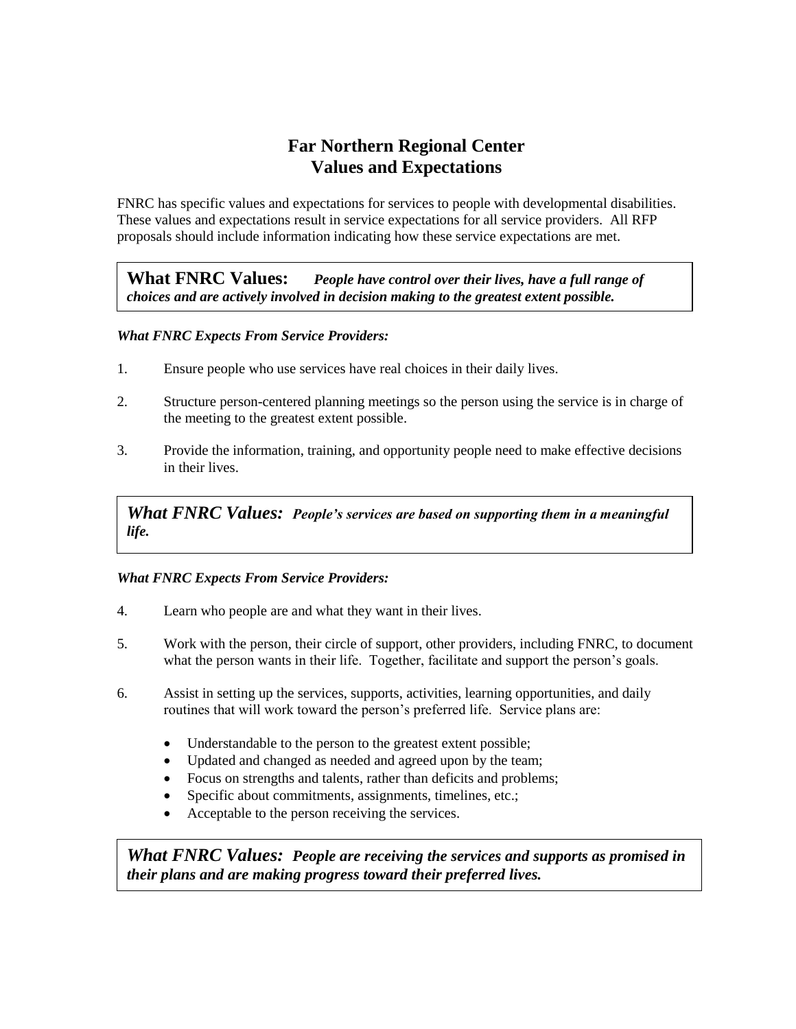# Far Northern Regional Center
# Values and Expectations

FNRC has specific values and expectations for services to people with developmental disabilities. These values and expectations result in service expectations for all service providers. All RFP proposals should include information indicating how these service expectations are met.

**What FNRC Values:** ***People have control over their lives, have a full range of choices and are actively involved in decision making to the greatest extent possible.***

***What FNRC Expects From Service Providers:***

1. Ensure people who use services have real choices in their daily lives.
2. Structure person-centered planning meetings so the person using the service is in charge of the meeting to the greatest extent possible.
3. Provide the information, training, and opportunity people need to make effective decisions in their lives.

***What FNRC Values:*** ***People's services are based on supporting them in a meaningful life.***

***What FNRC Expects From Service Providers:***

4. Learn who people are and what they want in their lives.
5. Work with the person, their circle of support, other providers, including FNRC, to document what the person wants in their life. Together, facilitate and support the person's goals.
6. Assist in setting up the services, supports, activities, learning opportunities, and daily routines that will work toward the person's preferred life. Service plans are:
   - Understandable to the person to the greatest extent possible;
   - Updated and changed as needed and agreed upon by the team;
   - Focus on strengths and talents, rather than deficits and problems;
   - Specific about commitments, assignments, timelines, etc.;
   - Acceptable to the person receiving the services.

***What FNRC Values:*** ***People are receiving the services and supports as promised in their plans and are making progress toward their preferred lives.***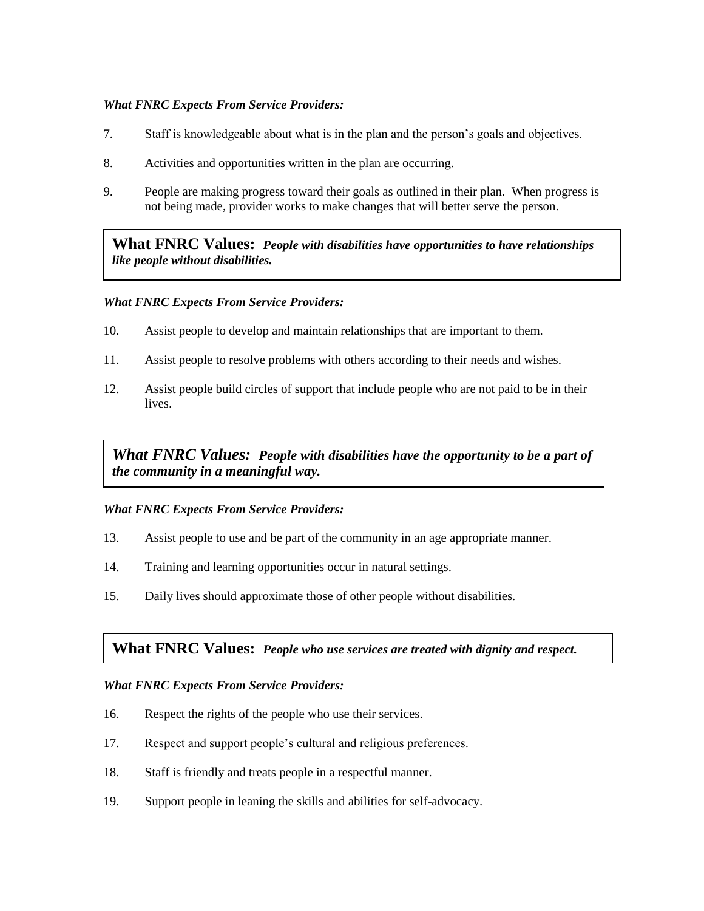***What FNRC Expects From Service Providers:***

7. Staff is knowledgeable about what is in the plan and the person's goals and objectives.

8. Activities and opportunities written in the plan are occurring.

9. People are making progress toward their goals as outlined in their plan. When progress is not being made, provider works to make changes that will better serve the person.

**What FNRC Values:** ***People with disabilities have opportunities to have relationships like people without disabilities.***

***What FNRC Expects From Service Providers:***

10. Assist people to develop and maintain relationships that are important to them.

11. Assist people to resolve problems with others according to their needs and wishes.

12. Assist people build circles of support that include people who are not paid to be in their lives.

***What FNRC Values:*** ***People with disabilities have the opportunity to be a part of the community in a meaningful way.***

***What FNRC Expects From Service Providers:***

13. Assist people to use and be part of the community in an age appropriate manner.

14. Training and learning opportunities occur in natural settings.

15. Daily lives should approximate those of other people without disabilities.

**What FNRC Values:** ***People who use services are treated with dignity and respect.***

***What FNRC Expects From Service Providers:***

16. Respect the rights of the people who use their services.

17. Respect and support people's cultural and religious preferences.

18. Staff is friendly and treats people in a respectful manner.

19. Support people in leaning the skills and abilities for self-advocacy.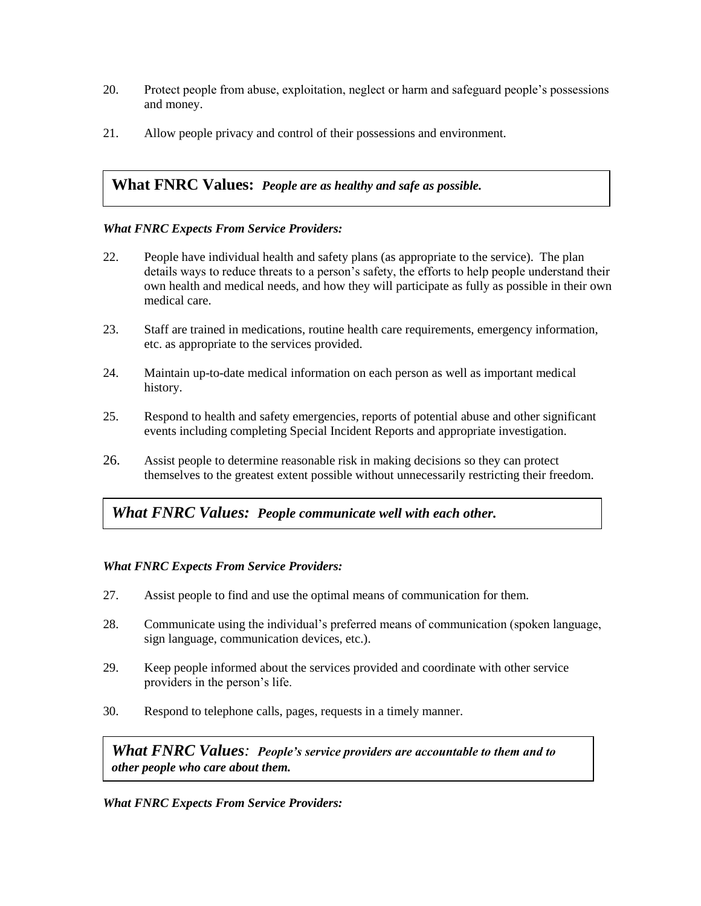20. Protect people from abuse, exploitation, neglect or harm and safeguard people's possessions and money.

21. Allow people privacy and control of their possessions and environment.

## What FNRC Values: *People are as healthy and safe as possible.*

***What FNRC Expects From Service Providers:***

22. People have individual health and safety plans (as appropriate to the service). The plan details ways to reduce threats to a person's safety, the efforts to help people understand their own health and medical needs, and how they will participate as fully as possible in their own medical care.

23. Staff are trained in medications, routine health care requirements, emergency information, etc. as appropriate to the services provided.

24. Maintain up-to-date medical information on each person as well as important medical history.

25. Respond to health and safety emergencies, reports of potential abuse and other significant events including completing Special Incident Reports and appropriate investigation.

26. Assist people to determine reasonable risk in making decisions so they can protect themselves to the greatest extent possible without unnecessarily restricting their freedom.

## *What FNRC Values: People communicate well with each other.*

***What FNRC Expects From Service Providers:***

27. Assist people to find and use the optimal means of communication for them.

28. Communicate using the individual's preferred means of communication (spoken language, sign language, communication devices, etc.).

29. Keep people informed about the services provided and coordinate with other service providers in the person's life.

30. Respond to telephone calls, pages, requests in a timely manner.

## *What FNRC Values: People's service providers are accountable to them and to other people who care about them.*

***What FNRC Expects From Service Providers:***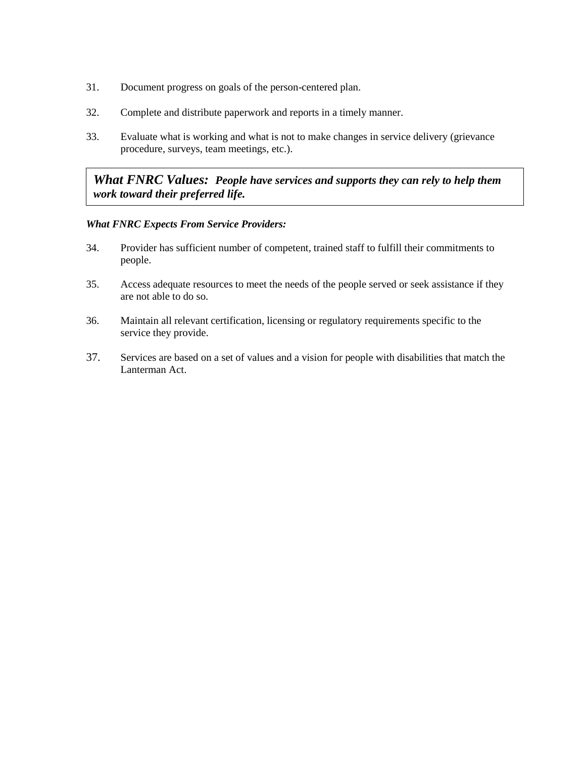31. Document progress on goals of the person-centered plan.

32. Complete and distribute paperwork and reports in a timely manner.

33. Evaluate what is working and what is not to make changes in service delivery (grievance procedure, surveys, team meetings, etc.).

***What FNRC Values:** **People have services and supports they can rely to help them work toward their preferred life.***

***What FNRC Expects From Service Providers:***

34. Provider has sufficient number of competent, trained staff to fulfill their commitments to people.

35. Access adequate resources to meet the needs of the people served or seek assistance if they are not able to do so.

36. Maintain all relevant certification, licensing or regulatory requirements specific to the service they provide.

37. Services are based on a set of values and a vision for people with disabilities that match the Lanterman Act.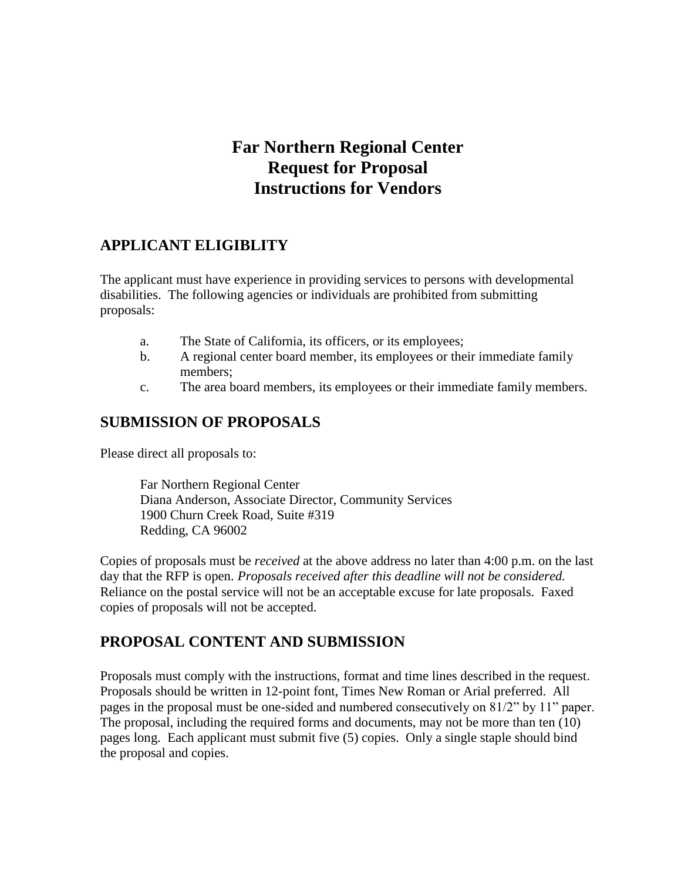# Far Northern Regional Center
# Request for Proposal
# Instructions for Vendors

## APPLICANT ELIGIBLITY

The applicant must have experience in providing services to persons with developmental disabilities. The following agencies or individuals are prohibited from submitting proposals:

a. The State of California, its officers, or its employees;
b. A regional center board member, its employees or their immediate family members;
c. The area board members, its employees or their immediate family members.

## SUBMISSION OF PROPOSALS

Please direct all proposals to:

> Far Northern Regional Center
> Diana Anderson, Associate Director, Community Services
> 1900 Churn Creek Road, Suite #319
> Redding, CA 96002

Copies of proposals must be *received* at the above address no later than 4:00 p.m. on the last day that the RFP is open. *Proposals received after this deadline will not be considered.* Reliance on the postal service will not be an acceptable excuse for late proposals. Faxed copies of proposals will not be accepted.

## PROPOSAL CONTENT AND SUBMISSION

Proposals must comply with the instructions, format and time lines described in the request. Proposals should be written in 12-point font, Times New Roman or Arial preferred. All pages in the proposal must be one-sided and numbered consecutively on 81/2" by 11" paper. The proposal, including the required forms and documents, may not be more than ten (10) pages long. Each applicant must submit five (5) copies. Only a single staple should bind the proposal and copies.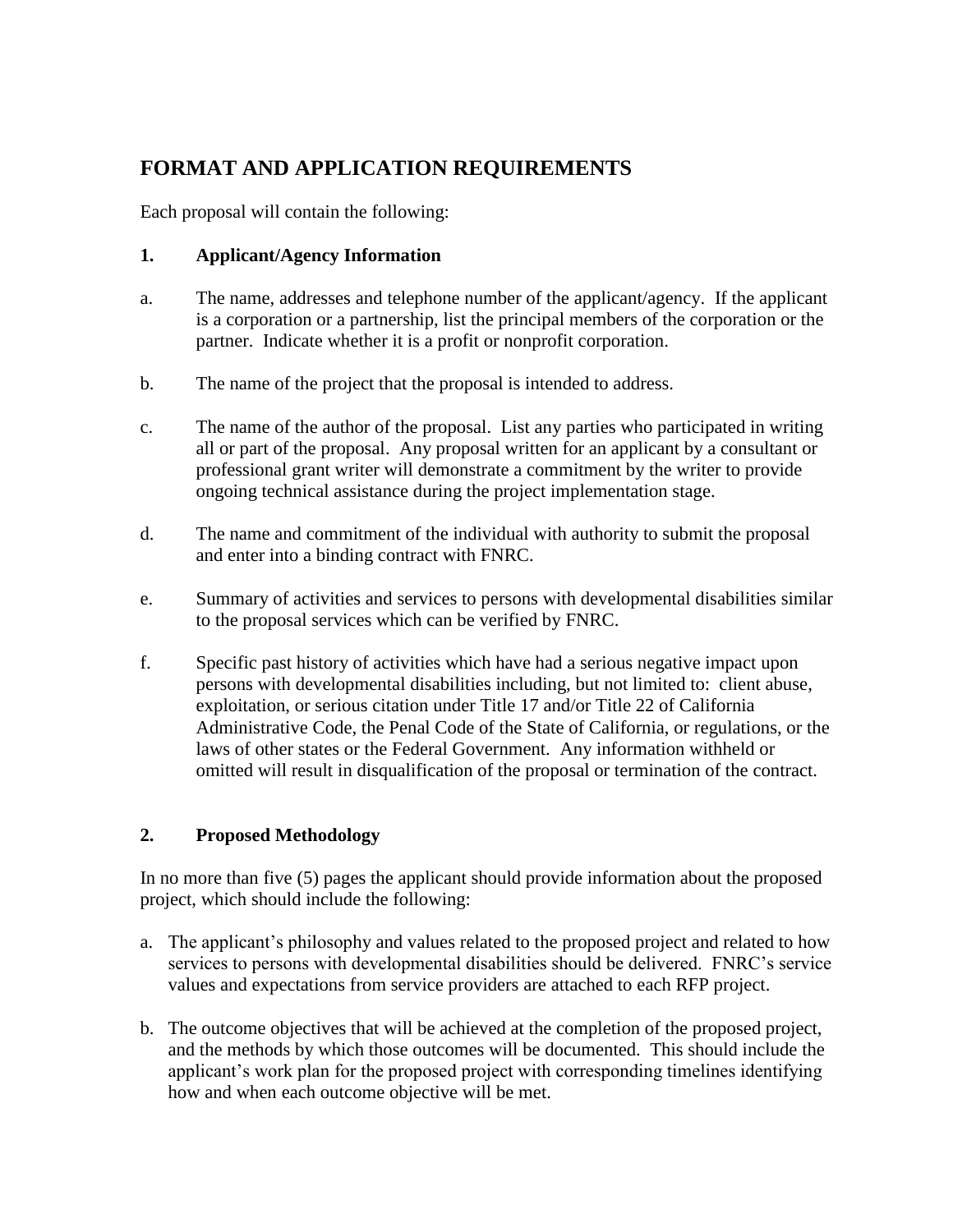## FORMAT AND APPLICATION REQUIREMENTS

Each proposal will contain the following:

### 1. Applicant/Agency Information

a. The name, addresses and telephone number of the applicant/agency. If the applicant is a corporation or a partnership, list the principal members of the corporation or the partner. Indicate whether it is a profit or nonprofit corporation.

b. The name of the project that the proposal is intended to address.

c. The name of the author of the proposal. List any parties who participated in writing all or part of the proposal. Any proposal written for an applicant by a consultant or professional grant writer will demonstrate a commitment by the writer to provide ongoing technical assistance during the project implementation stage.

d. The name and commitment of the individual with authority to submit the proposal and enter into a binding contract with FNRC.

e. Summary of activities and services to persons with developmental disabilities similar to the proposal services which can be verified by FNRC.

f. Specific past history of activities which have had a serious negative impact upon persons with developmental disabilities including, but not limited to: client abuse, exploitation, or serious citation under Title 17 and/or Title 22 of California Administrative Code, the Penal Code of the State of California, or regulations, or the laws of other states or the Federal Government. Any information withheld or omitted will result in disqualification of the proposal or termination of the contract.

### 2. Proposed Methodology

In no more than five (5) pages the applicant should provide information about the proposed project, which should include the following:

a. The applicant's philosophy and values related to the proposed project and related to how services to persons with developmental disabilities should be delivered. FNRC's service values and expectations from service providers are attached to each RFP project.

b. The outcome objectives that will be achieved at the completion of the proposed project, and the methods by which those outcomes will be documented. This should include the applicant's work plan for the proposed project with corresponding timelines identifying how and when each outcome objective will be met.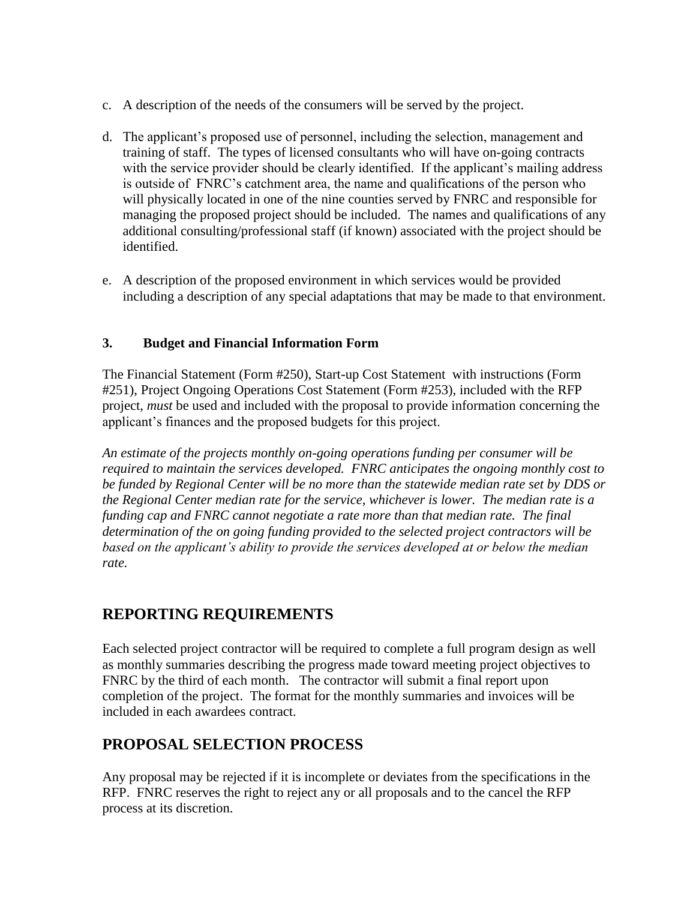c. A description of the needs of the consumers will be served by the project.

d. The applicant's proposed use of personnel, including the selection, management and training of staff. The types of licensed consultants who will have on-going contracts with the service provider should be clearly identified. If the applicant's mailing address is outside of FNRC's catchment area, the name and qualifications of the person who will physically located in one of the nine counties served by FNRC and responsible for managing the proposed project should be included. The names and qualifications of any additional consulting/professional staff (if known) associated with the project should be identified.

e. A description of the proposed environment in which services would be provided including a description of any special adaptations that may be made to that environment.

**3. Budget and Financial Information Form**

The Financial Statement (Form #250), Start-up Cost Statement with instructions (Form #251), Project Ongoing Operations Cost Statement (Form #253), included with the RFP project, *must* be used and included with the proposal to provide information concerning the applicant's finances and the proposed budgets for this project.

*An estimate of the projects monthly on-going operations funding per consumer will be required to maintain the services developed. FNRC anticipates the ongoing monthly cost to be funded by Regional Center will be no more than the statewide median rate set by DDS or the Regional Center median rate for the service, whichever is lower. The median rate is a funding cap and FNRC cannot negotiate a rate more than that median rate. The final determination of the on going funding provided to the selected project contractors will be based on the applicant's ability to provide the services developed at or below the median rate.*

## REPORTING REQUIREMENTS

Each selected project contractor will be required to complete a full program design as well as monthly summaries describing the progress made toward meeting project objectives to FNRC by the third of each month. The contractor will submit a final report upon completion of the project. The format for the monthly summaries and invoices will be included in each awardees contract.

## PROPOSAL SELECTION PROCESS

Any proposal may be rejected if it is incomplete or deviates from the specifications in the RFP. FNRC reserves the right to reject any or all proposals and to the cancel the RFP process at its discretion.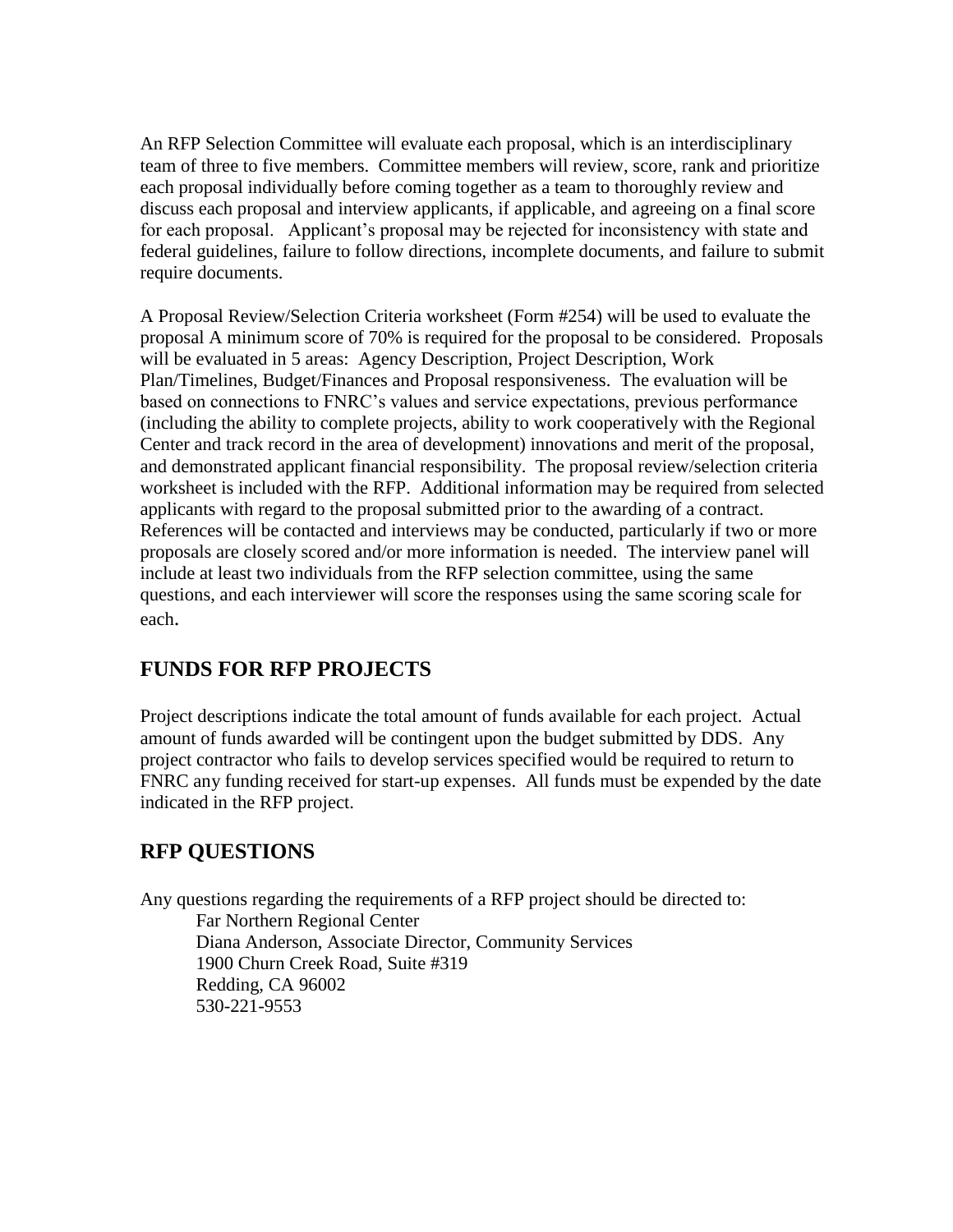An RFP Selection Committee will evaluate each proposal, which is an interdisciplinary team of three to five members. Committee members will review, score, rank and prioritize each proposal individually before coming together as a team to thoroughly review and discuss each proposal and interview applicants, if applicable, and agreeing on a final score for each proposal. Applicant's proposal may be rejected for inconsistency with state and federal guidelines, failure to follow directions, incomplete documents, and failure to submit require documents.

A Proposal Review/Selection Criteria worksheet (Form #254) will be used to evaluate the proposal A minimum score of 70% is required for the proposal to be considered. Proposals will be evaluated in 5 areas: Agency Description, Project Description, Work Plan/Timelines, Budget/Finances and Proposal responsiveness. The evaluation will be based on connections to FNRC's values and service expectations, previous performance (including the ability to complete projects, ability to work cooperatively with the Regional Center and track record in the area of development) innovations and merit of the proposal, and demonstrated applicant financial responsibility. The proposal review/selection criteria worksheet is included with the RFP. Additional information may be required from selected applicants with regard to the proposal submitted prior to the awarding of a contract. References will be contacted and interviews may be conducted, particularly if two or more proposals are closely scored and/or more information is needed. The interview panel will include at least two individuals from the RFP selection committee, using the same questions, and each interviewer will score the responses using the same scoring scale for each.

## FUNDS FOR RFP PROJECTS

Project descriptions indicate the total amount of funds available for each project. Actual amount of funds awarded will be contingent upon the budget submitted by DDS. Any project contractor who fails to develop services specified would be required to return to FNRC any funding received for start-up expenses. All funds must be expended by the date indicated in the RFP project.

## RFP QUESTIONS

Any questions regarding the requirements of a RFP project should be directed to:

Far Northern Regional Center
Diana Anderson, Associate Director, Community Services
1900 Churn Creek Road, Suite #319
Redding, CA 96002
530-221-9553